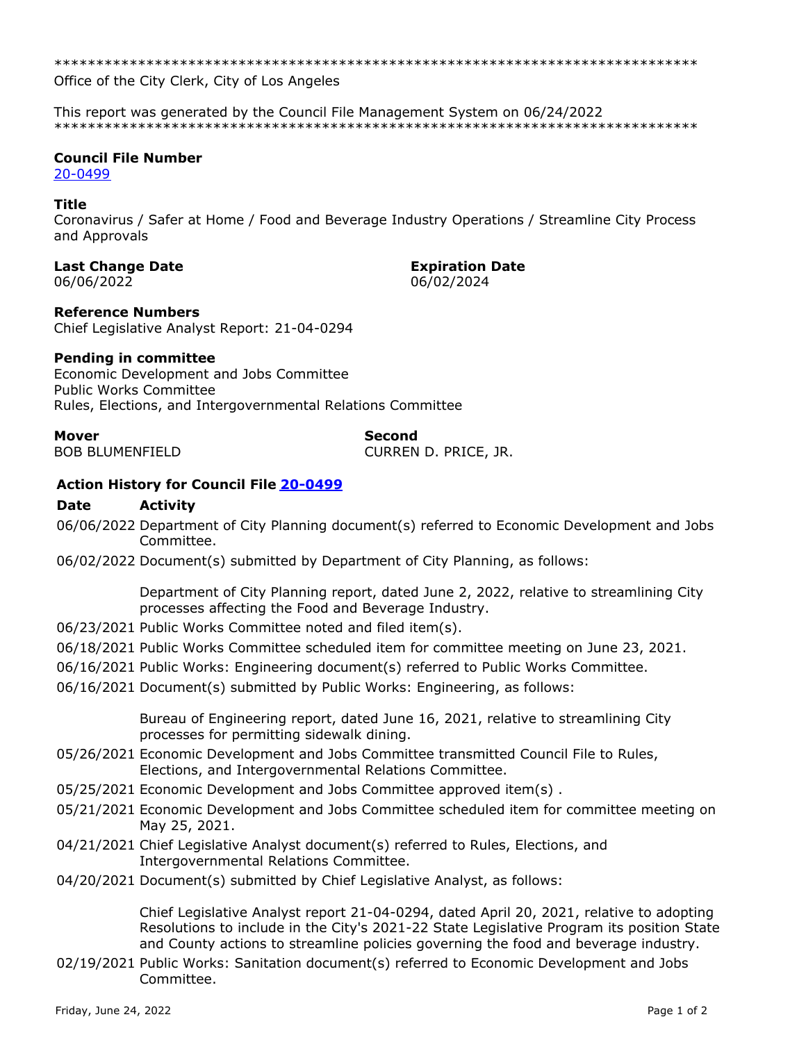*****************************************************************************
Office of the City Clerk, City of Los Angeles

This report was generated by the Council File Management System on 06/24/2022
*****************************************************************************

**Council File Number**
20-0499

**Title**
Coronavirus / Safer at Home / Food and Beverage Industry Operations / Streamline City Process and Approvals

**Last Change Date**
06/06/2022

**Expiration Date**
06/02/2024

**Reference Numbers**
Chief Legislative Analyst Report: 21-04-0294

**Pending in committee**
Economic Development and Jobs Committee
Public Works Committee
Rules, Elections, and Intergovernmental Relations Committee

**Mover**
BOB BLUMENFIELD

**Second**
CURREN D. PRICE, JR.

### Action History for Council File 20-0499

| Date | Activity |
|---|---|
| 06/06/2022 | Department of City Planning document(s) referred to Economic Development and Jobs Committee. |
| 06/02/2022 | Document(s) submitted by Department of City Planning, as follows:<br><br>Department of City Planning report, dated June 2, 2022, relative to streamlining City processes affecting the Food and Beverage Industry. |
| 06/23/2021 | Public Works Committee noted and filed item(s). |
| 06/18/2021 | Public Works Committee scheduled item for committee meeting on June 23, 2021. |
| 06/16/2021 | Public Works: Engineering document(s) referred to Public Works Committee. |
| 06/16/2021 | Document(s) submitted by Public Works: Engineering, as follows:<br><br>Bureau of Engineering report, dated June 16, 2021, relative to streamlining City processes for permitting sidewalk dining. |
| 05/26/2021 | Economic Development and Jobs Committee transmitted Council File to Rules, Elections, and Intergovernmental Relations Committee. |
| 05/25/2021 | Economic Development and Jobs Committee approved item(s) . |
| 05/21/2021 | Economic Development and Jobs Committee scheduled item for committee meeting on May 25, 2021. |
| 04/21/2021 | Chief Legislative Analyst document(s) referred to Rules, Elections, and Intergovernmental Relations Committee. |
| 04/20/2021 | Document(s) submitted by Chief Legislative Analyst, as follows:<br><br>Chief Legislative Analyst report 21-04-0294, dated April 20, 2021, relative to adopting Resolutions to include in the City's 2021-22 State Legislative Program its position State and County actions to streamline policies governing the food and beverage industry. |
| 02/19/2021 | Public Works: Sanitation document(s) referred to Economic Development and Jobs Committee. |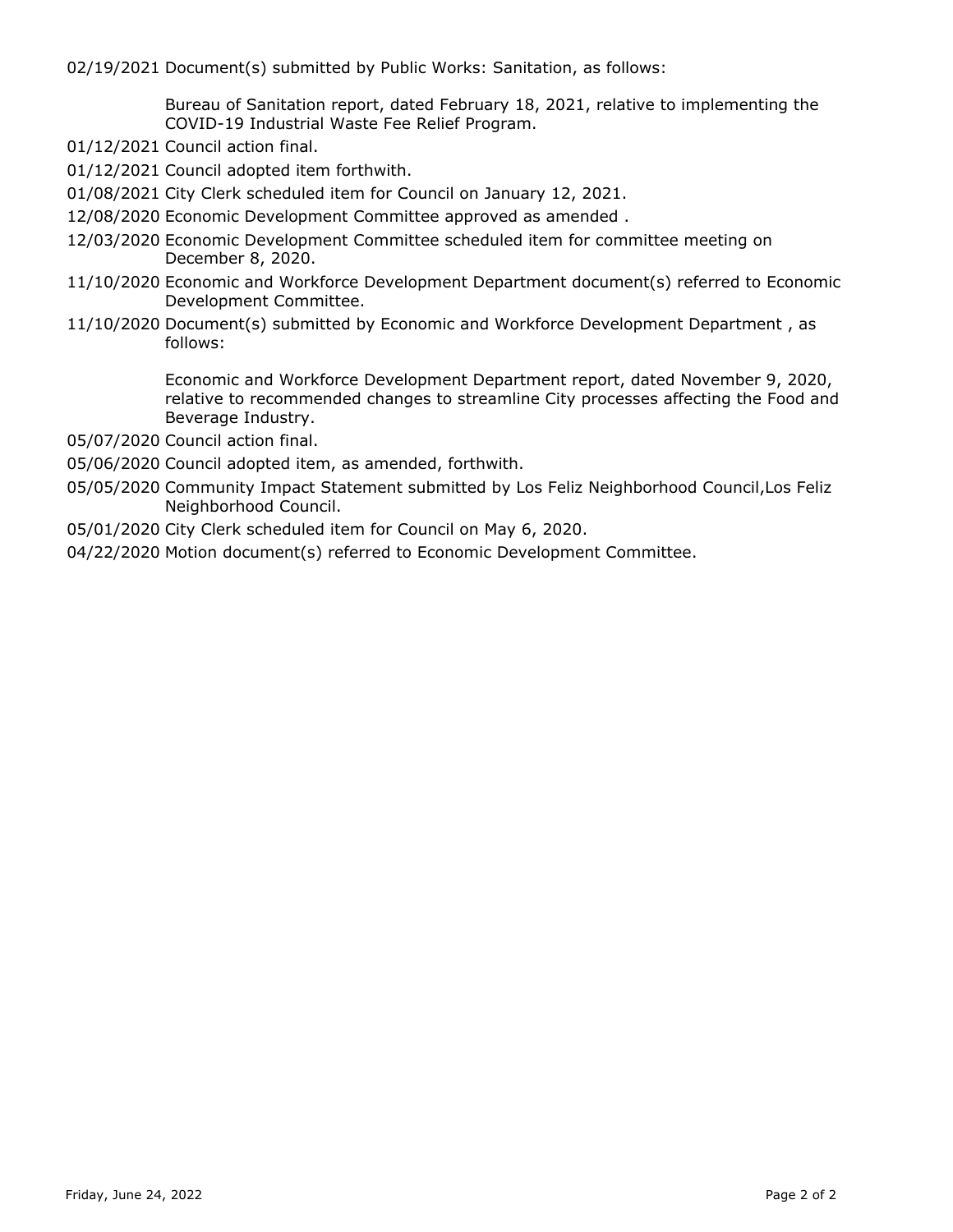02/19/2021 Document(s) submitted by Public Works: Sanitation, as follows:

Bureau of Sanitation report, dated February 18, 2021, relative to implementing the COVID-19 Industrial Waste Fee Relief Program.

01/12/2021 Council action final.

01/12/2021 Council adopted item forthwith.

01/08/2021 City Clerk scheduled item for Council on January 12, 2021.

12/08/2020 Economic Development Committee approved as amended .

12/03/2020 Economic Development Committee scheduled item for committee meeting on December 8, 2020.

11/10/2020 Economic and Workforce Development Department document(s) referred to Economic Development Committee.

11/10/2020 Document(s) submitted by Economic and Workforce Development Department , as follows:

Economic and Workforce Development Department report, dated November 9, 2020, relative to recommended changes to streamline City processes affecting the Food and Beverage Industry.

05/07/2020 Council action final.

05/06/2020 Council adopted item, as amended, forthwith.

05/05/2020 Community Impact Statement submitted by Los Feliz Neighborhood Council,Los Feliz Neighborhood Council.

05/01/2020 City Clerk scheduled item for Council on May 6, 2020.

04/22/2020 Motion document(s) referred to Economic Development Committee.